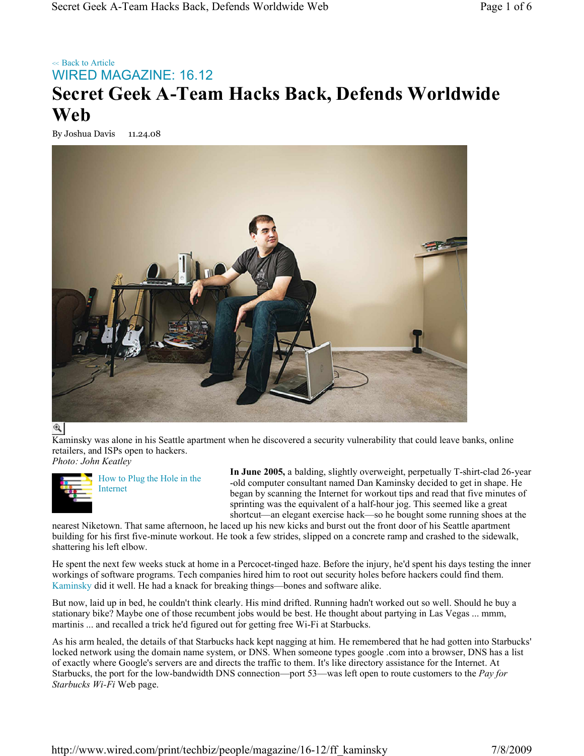<< Back to Article

WIRED MAGAZINE: 16.12

# Secret Geek A-Team Hacks Back, Defends Worldwide Web

By Joshua Davis 11.24.08

Kaminsky was alone in his Seattle apartment when he discovered a security vulnerability that could leave banks, online retailers, and ISPs open to hackers.
*Photo: John Keatley*

How to Plug the Hole in the Internet

**In June 2005,** a balding, slightly overweight, perpetually T-shirt-clad 26-year-old computer consultant named Dan Kaminsky decided to get in shape. He began by scanning the Internet for workout tips and read that five minutes of sprinting was the equivalent of a half-hour jog. This seemed like a great shortcut—an elegant exercise hack—so he bought some running shoes at the nearest Niketown. That same afternoon, he laced up his new kicks and burst out the front door of his Seattle apartment building for his first five-minute workout. He took a few strides, slipped on a concrete ramp and crashed to the sidewalk, shattering his left elbow.

He spent the next few weeks stuck at home in a Percocet-tinged haze. Before the injury, he'd spent his days testing the inner workings of software programs. Tech companies hired him to root out security holes before hackers could find them. Kaminsky did it well. He had a knack for breaking things—bones and software alike.

But now, laid up in bed, he couldn't think clearly. His mind drifted. Running hadn't worked out so well. Should he buy a stationary bike? Maybe one of those recumbent jobs would be best. He thought about partying in Las Vegas ... mmm, martinis ... and recalled a trick he'd figured out for getting free Wi-Fi at Starbucks.

As his arm healed, the details of that Starbucks hack kept nagging at him. He remembered that he had gotten into Starbucks' locked network using the domain name system, or DNS. When someone types google .com into a browser, DNS has a list of exactly where Google's servers are and directs the traffic to them. It's like directory assistance for the Internet. At Starbucks, the port for the low-bandwidth DNS connection—port 53—was left open to route customers to the *Pay for Starbucks Wi-Fi* Web page.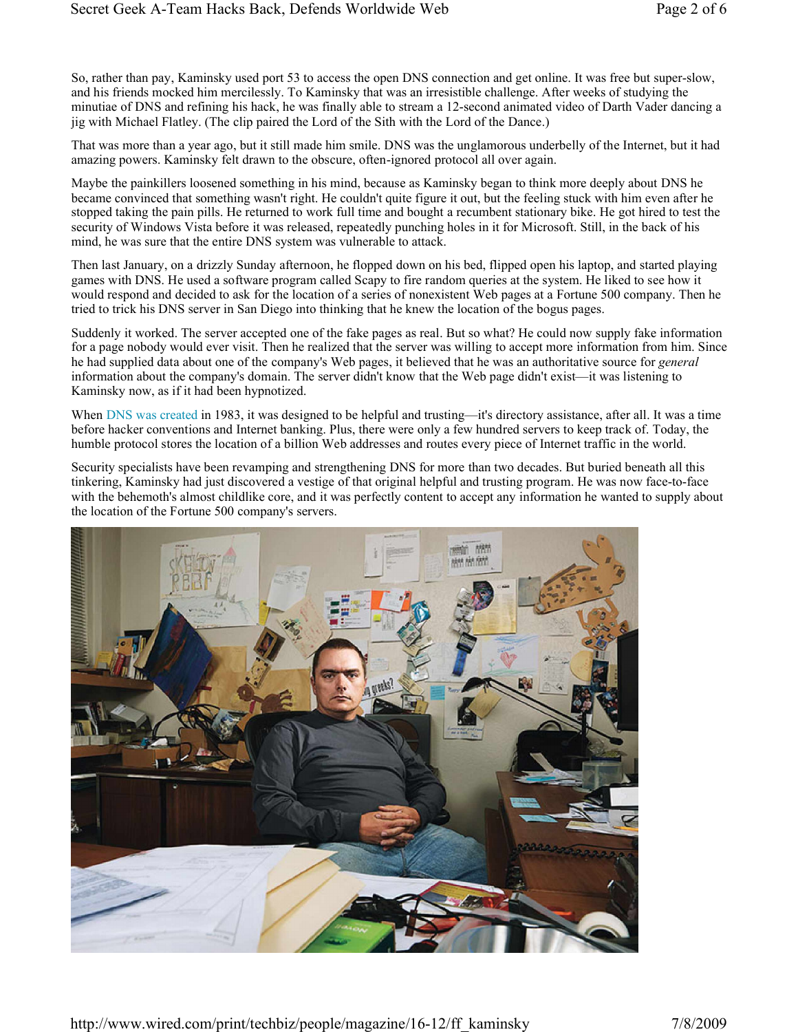So, rather than pay, Kaminsky used port 53 to access the open DNS connection and get online. It was free but super-slow, and his friends mocked him mercilessly. To Kaminsky that was an irresistible challenge. After weeks of studying the minutiae of DNS and refining his hack, he was finally able to stream a 12-second animated video of Darth Vader dancing a jig with Michael Flatley. (The clip paired the Lord of the Sith with the Lord of the Dance.)

That was more than a year ago, but it still made him smile. DNS was the unglamorous underbelly of the Internet, but it had amazing powers. Kaminsky felt drawn to the obscure, often-ignored protocol all over again.

Maybe the painkillers loosened something in his mind, because as Kaminsky began to think more deeply about DNS he became convinced that something wasn't right. He couldn't quite figure it out, but the feeling stuck with him even after he stopped taking the pain pills. He returned to work full time and bought a recumbent stationary bike. He got hired to test the security of Windows Vista before it was released, repeatedly punching holes in it for Microsoft. Still, in the back of his mind, he was sure that the entire DNS system was vulnerable to attack.

Then last January, on a drizzly Sunday afternoon, he flopped down on his bed, flipped open his laptop, and started playing games with DNS. He used a software program called Scapy to fire random queries at the system. He liked to see how it would respond and decided to ask for the location of a series of nonexistent Web pages at a Fortune 500 company. Then he tried to trick his DNS server in San Diego into thinking that he knew the location of the bogus pages.

Suddenly it worked. The server accepted one of the fake pages as real. But so what? He could now supply fake information for a page nobody would ever visit. Then he realized that the server was willing to accept more information from him. Since he had supplied data about one of the company's Web pages, it believed that he was an authoritative source for *general* information about the company's domain. The server didn't know that the Web page didn't exist—it was listening to Kaminsky now, as if it had been hypnotized.

When DNS was created in 1983, it was designed to be helpful and trusting—it's directory assistance, after all. It was a time before hacker conventions and Internet banking. Plus, there were only a few hundred servers to keep track of. Today, the humble protocol stores the location of a billion Web addresses and routes every piece of Internet traffic in the world.

Security specialists have been revamping and strengthening DNS for more than two decades. But buried beneath all this tinkering, Kaminsky had just discovered a vestige of that original helpful and trusting program. He was now face-to-face with the behemoth's almost childlike core, and it was perfectly content to accept any information he wanted to supply about the location of the Fortune 500 company's servers.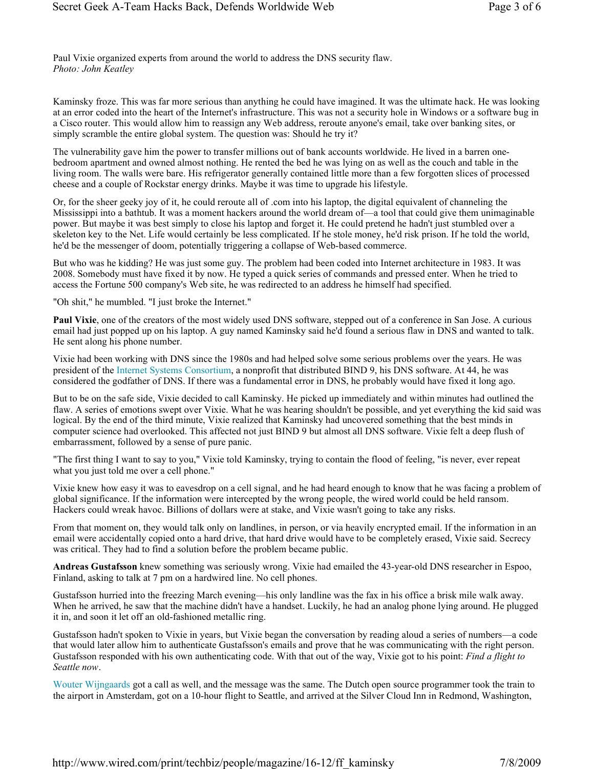Paul Vixie organized experts from around the world to address the DNS security flaw.
*Photo: John Keatley*

Kaminsky froze. This was far more serious than anything he could have imagined. It was the ultimate hack. He was looking at an error coded into the heart of the Internet's infrastructure. This was not a security hole in Windows or a software bug in a Cisco router. This would allow him to reassign any Web address, reroute anyone's email, take over banking sites, or simply scramble the entire global system. The question was: Should he try it?

The vulnerability gave him the power to transfer millions out of bank accounts worldwide. He lived in a barren one-bedroom apartment and owned almost nothing. He rented the bed he was lying on as well as the couch and table in the living room. The walls were bare. His refrigerator generally contained little more than a few forgotten slices of processed cheese and a couple of Rockstar energy drinks. Maybe it was time to upgrade his lifestyle.

Or, for the sheer geeky joy of it, he could reroute all of .com into his laptop, the digital equivalent of channeling the Mississippi into a bathtub. It was a moment hackers around the world dream of—a tool that could give them unimaginable power. But maybe it was best simply to close his laptop and forget it. He could pretend he hadn't just stumbled over a skeleton key to the Net. Life would certainly be less complicated. If he stole money, he'd risk prison. If he told the world, he'd be the messenger of doom, potentially triggering a collapse of Web-based commerce.

But who was he kidding? He was just some guy. The problem had been coded into Internet architecture in 1983. It was 2008. Somebody must have fixed it by now. He typed a quick series of commands and pressed enter. When he tried to access the Fortune 500 company's Web site, he was redirected to an address he himself had specified.

"Oh shit," he mumbled. "I just broke the Internet."

**Paul Vixie**, one of the creators of the most widely used DNS software, stepped out of a conference in San Jose. A curious email had just popped up on his laptop. A guy named Kaminsky said he'd found a serious flaw in DNS and wanted to talk. He sent along his phone number.

Vixie had been working with DNS since the 1980s and had helped solve some serious problems over the years. He was president of the Internet Systems Consortium, a nonprofit that distributed BIND 9, his DNS software. At 44, he was considered the godfather of DNS. If there was a fundamental error in DNS, he probably would have fixed it long ago.

But to be on the safe side, Vixie decided to call Kaminsky. He picked up immediately and within minutes had outlined the flaw. A series of emotions swept over Vixie. What he was hearing shouldn't be possible, and yet everything the kid said was logical. By the end of the third minute, Vixie realized that Kaminsky had uncovered something that the best minds in computer science had overlooked. This affected not just BIND 9 but almost all DNS software. Vixie felt a deep flush of embarrassment, followed by a sense of pure panic.

"The first thing I want to say to you," Vixie told Kaminsky, trying to contain the flood of feeling, "is never, ever repeat what you just told me over a cell phone."

Vixie knew how easy it was to eavesdrop on a cell signal, and he had heard enough to know that he was facing a problem of global significance. If the information were intercepted by the wrong people, the wired world could be held ransom. Hackers could wreak havoc. Billions of dollars were at stake, and Vixie wasn't going to take any risks.

From that moment on, they would talk only on landlines, in person, or via heavily encrypted email. If the information in an email were accidentally copied onto a hard drive, that hard drive would have to be completely erased, Vixie said. Secrecy was critical. They had to find a solution before the problem became public.

**Andreas Gustafsson** knew something was seriously wrong. Vixie had emailed the 43-year-old DNS researcher in Espoo, Finland, asking to talk at 7 pm on a hardwired line. No cell phones.

Gustafsson hurried into the freezing March evening—his only landline was the fax in his office a brisk mile walk away. When he arrived, he saw that the machine didn't have a handset. Luckily, he had an analog phone lying around. He plugged it in, and soon it let off an old-fashioned metallic ring.

Gustafsson hadn't spoken to Vixie in years, but Vixie began the conversation by reading aloud a series of numbers—a code that would later allow him to authenticate Gustafsson's emails and prove that he was communicating with the right person. Gustafsson responded with his own authenticating code. With that out of the way, Vixie got to his point: *Find a flight to Seattle now*.

Wouter Wijngaards got a call as well, and the message was the same. The Dutch open source programmer took the train to the airport in Amsterdam, got on a 10-hour flight to Seattle, and arrived at the Silver Cloud Inn in Redmond, Washington,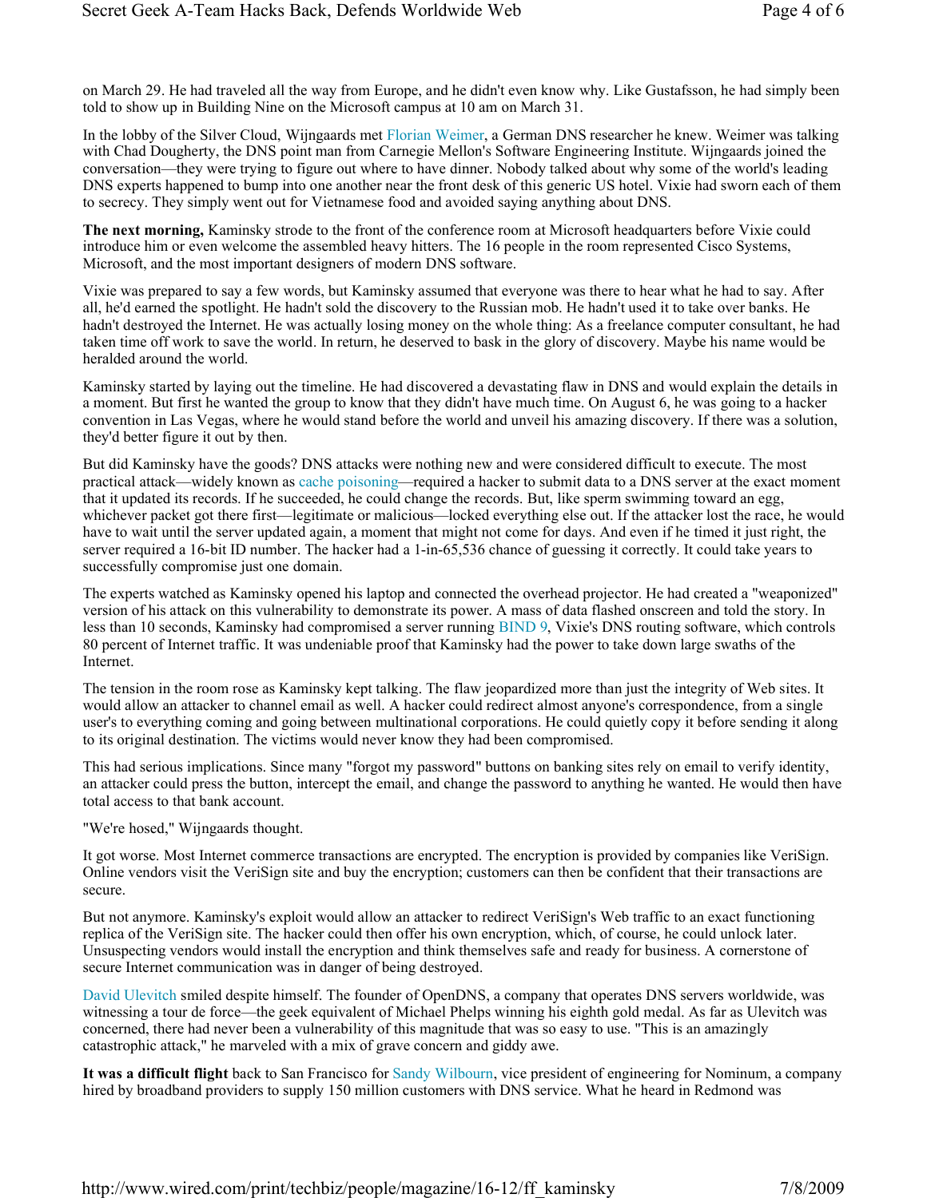on March 29. He had traveled all the way from Europe, and he didn't even know why. Like Gustafsson, he had simply been told to show up in Building Nine on the Microsoft campus at 10 am on March 31.

In the lobby of the Silver Cloud, Wijngaards met Florian Weimer, a German DNS researcher he knew. Weimer was talking with Chad Dougherty, the DNS point man from Carnegie Mellon's Software Engineering Institute. Wijngaards joined the conversation—they were trying to figure out where to have dinner. Nobody talked about why some of the world's leading DNS experts happened to bump into one another near the front desk of this generic US hotel. Vixie had sworn each of them to secrecy. They simply went out for Vietnamese food and avoided saying anything about DNS.

**The next morning,** Kaminsky strode to the front of the conference room at Microsoft headquarters before Vixie could introduce him or even welcome the assembled heavy hitters. The 16 people in the room represented Cisco Systems, Microsoft, and the most important designers of modern DNS software.

Vixie was prepared to say a few words, but Kaminsky assumed that everyone was there to hear what he had to say. After all, he'd earned the spotlight. He hadn't sold the discovery to the Russian mob. He hadn't used it to take over banks. He hadn't destroyed the Internet. He was actually losing money on the whole thing: As a freelance computer consultant, he had taken time off work to save the world. In return, he deserved to bask in the glory of discovery. Maybe his name would be heralded around the world.

Kaminsky started by laying out the timeline. He had discovered a devastating flaw in DNS and would explain the details in a moment. But first he wanted the group to know that they didn't have much time. On August 6, he was going to a hacker convention in Las Vegas, where he would stand before the world and unveil his amazing discovery. If there was a solution, they'd better figure it out by then.

But did Kaminsky have the goods? DNS attacks were nothing new and were considered difficult to execute. The most practical attack—widely known as cache poisoning—required a hacker to submit data to a DNS server at the exact moment that it updated its records. If he succeeded, he could change the records. But, like sperm swimming toward an egg, whichever packet got there first—legitimate or malicious—locked everything else out. If the attacker lost the race, he would have to wait until the server updated again, a moment that might not come for days. And even if he timed it just right, the server required a 16-bit ID number. The hacker had a 1-in-65,536 chance of guessing it correctly. It could take years to successfully compromise just one domain.

The experts watched as Kaminsky opened his laptop and connected the overhead projector. He had created a "weaponized" version of his attack on this vulnerability to demonstrate its power. A mass of data flashed onscreen and told the story. In less than 10 seconds, Kaminsky had compromised a server running BIND 9, Vixie's DNS routing software, which controls 80 percent of Internet traffic. It was undeniable proof that Kaminsky had the power to take down large swaths of the Internet.

The tension in the room rose as Kaminsky kept talking. The flaw jeopardized more than just the integrity of Web sites. It would allow an attacker to channel email as well. A hacker could redirect almost anyone's correspondence, from a single user's to everything coming and going between multinational corporations. He could quietly copy it before sending it along to its original destination. The victims would never know they had been compromised.

This had serious implications. Since many "forgot my password" buttons on banking sites rely on email to verify identity, an attacker could press the button, intercept the email, and change the password to anything he wanted. He would then have total access to that bank account.

"We're hosed," Wijngaards thought.

It got worse. Most Internet commerce transactions are encrypted. The encryption is provided by companies like VeriSign. Online vendors visit the VeriSign site and buy the encryption; customers can then be confident that their transactions are secure.

But not anymore. Kaminsky's exploit would allow an attacker to redirect VeriSign's Web traffic to an exact functioning replica of the VeriSign site. The hacker could then offer his own encryption, which, of course, he could unlock later. Unsuspecting vendors would install the encryption and think themselves safe and ready for business. A cornerstone of secure Internet communication was in danger of being destroyed.

David Ulevitch smiled despite himself. The founder of OpenDNS, a company that operates DNS servers worldwide, was witnessing a tour de force—the geek equivalent of Michael Phelps winning his eighth gold medal. As far as Ulevitch was concerned, there had never been a vulnerability of this magnitude that was so easy to use. "This is an amazingly catastrophic attack," he marveled with a mix of grave concern and giddy awe.

**It was a difficult flight** back to San Francisco for Sandy Wilbourn, vice president of engineering for Nominum, a company hired by broadband providers to supply 150 million customers with DNS service. What he heard in Redmond was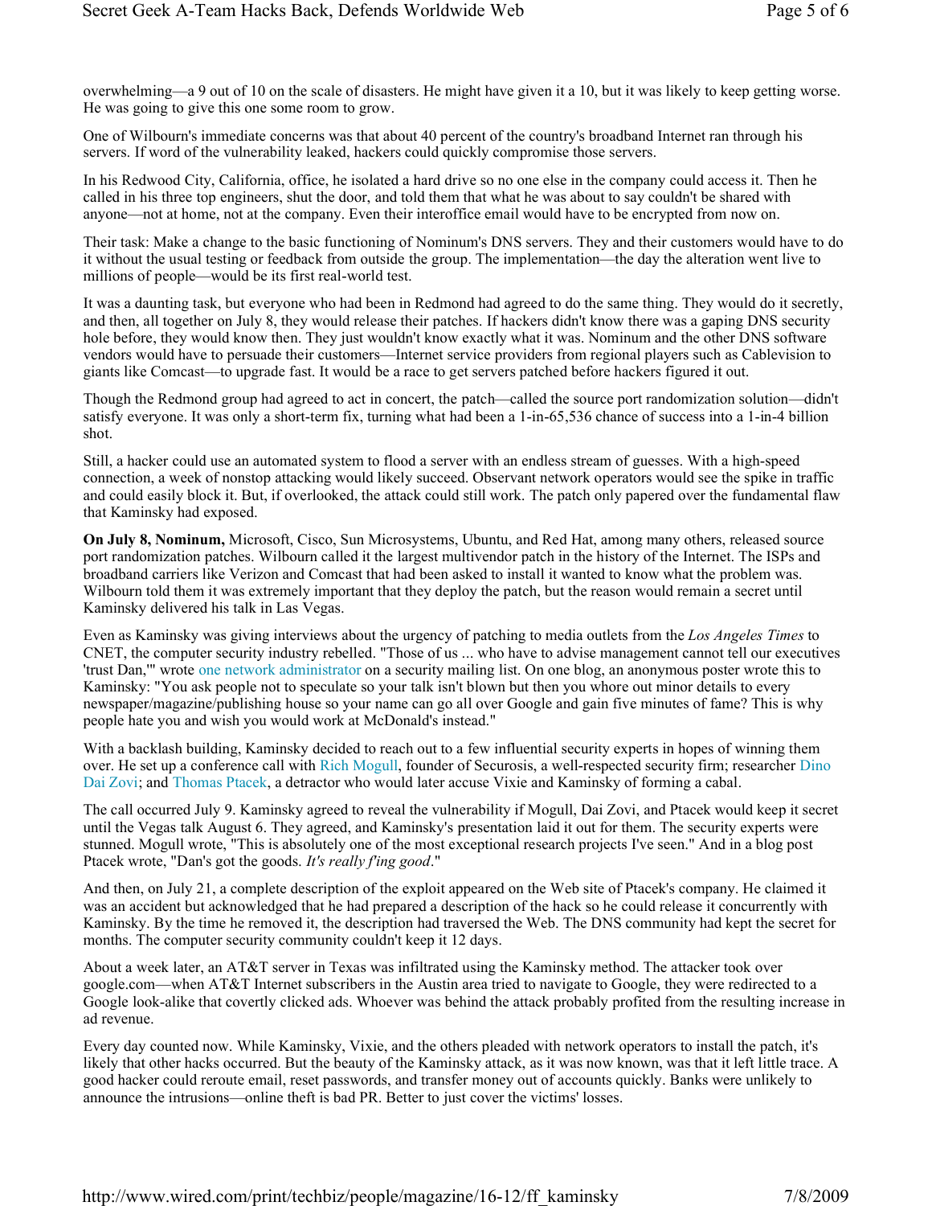overwhelming—a 9 out of 10 on the scale of disasters. He might have given it a 10, but it was likely to keep getting worse. He was going to give this one some room to grow.

One of Wilbourn's immediate concerns was that about 40 percent of the country's broadband Internet ran through his servers. If word of the vulnerability leaked, hackers could quickly compromise those servers.

In his Redwood City, California, office, he isolated a hard drive so no one else in the company could access it. Then he called in his three top engineers, shut the door, and told them that what he was about to say couldn't be shared with anyone—not at home, not at the company. Even their interoffice email would have to be encrypted from now on.

Their task: Make a change to the basic functioning of Nominum's DNS servers. They and their customers would have to do it without the usual testing or feedback from outside the group. The implementation—the day the alteration went live to millions of people—would be its first real-world test.

It was a daunting task, but everyone who had been in Redmond had agreed to do the same thing. They would do it secretly, and then, all together on July 8, they would release their patches. If hackers didn't know there was a gaping DNS security hole before, they would know then. They just wouldn't know exactly what it was. Nominum and the other DNS software vendors would have to persuade their customers—Internet service providers from regional players such as Cablevision to giants like Comcast—to upgrade fast. It would be a race to get servers patched before hackers figured it out.

Though the Redmond group had agreed to act in concert, the patch—called the source port randomization solution—didn't satisfy everyone. It was only a short-term fix, turning what had been a 1-in-65,536 chance of success into a 1-in-4 billion shot.

Still, a hacker could use an automated system to flood a server with an endless stream of guesses. With a high-speed connection, a week of nonstop attacking would likely succeed. Observant network operators would see the spike in traffic and could easily block it. But, if overlooked, the attack could still work. The patch only papered over the fundamental flaw that Kaminsky had exposed.

**On July 8, Nominum,** Microsoft, Cisco, Sun Microsystems, Ubuntu, and Red Hat, among many others, released source port randomization patches. Wilbourn called it the largest multivendor patch in the history of the Internet. The ISPs and broadband carriers like Verizon and Comcast that had been asked to install it wanted to know what the problem was. Wilbourn told them it was extremely important that they deploy the patch, but the reason would remain a secret until Kaminsky delivered his talk in Las Vegas.

Even as Kaminsky was giving interviews about the urgency of patching to media outlets from the *Los Angeles Times* to CNET, the computer security industry rebelled. "Those of us ... who have to advise management cannot tell our executives 'trust Dan,'" wrote one network administrator on a security mailing list. On one blog, an anonymous poster wrote this to Kaminsky: "You ask people not to speculate so your talk isn't blown but then you whore out minor details to every newspaper/magazine/publishing house so your name can go all over Google and gain five minutes of fame? This is why people hate you and wish you would work at McDonald's instead."

With a backlash building, Kaminsky decided to reach out to a few influential security experts in hopes of winning them over. He set up a conference call with Rich Mogull, founder of Securosis, a well-respected security firm; researcher Dino Dai Zovi; and Thomas Ptacek, a detractor who would later accuse Vixie and Kaminsky of forming a cabal.

The call occurred July 9. Kaminsky agreed to reveal the vulnerability if Mogull, Dai Zovi, and Ptacek would keep it secret until the Vegas talk August 6. They agreed, and Kaminsky's presentation laid it out for them. The security experts were stunned. Mogull wrote, "This is absolutely one of the most exceptional research projects I've seen." And in a blog post Ptacek wrote, "Dan's got the goods. *It's really f'ing good*."

And then, on July 21, a complete description of the exploit appeared on the Web site of Ptacek's company. He claimed it was an accident but acknowledged that he had prepared a description of the hack so he could release it concurrently with Kaminsky. By the time he removed it, the description had traversed the Web. The DNS community had kept the secret for months. The computer security community couldn't keep it 12 days.

About a week later, an AT&T server in Texas was infiltrated using the Kaminsky method. The attacker took over google.com—when AT&T Internet subscribers in the Austin area tried to navigate to Google, they were redirected to a Google look-alike that covertly clicked ads. Whoever was behind the attack probably profited from the resulting increase in ad revenue.

Every day counted now. While Kaminsky, Vixie, and the others pleaded with network operators to install the patch, it's likely that other hacks occurred. But the beauty of the Kaminsky attack, as it was now known, was that it left little trace. A good hacker could reroute email, reset passwords, and transfer money out of accounts quickly. Banks were unlikely to announce the intrusions—online theft is bad PR. Better to just cover the victims' losses.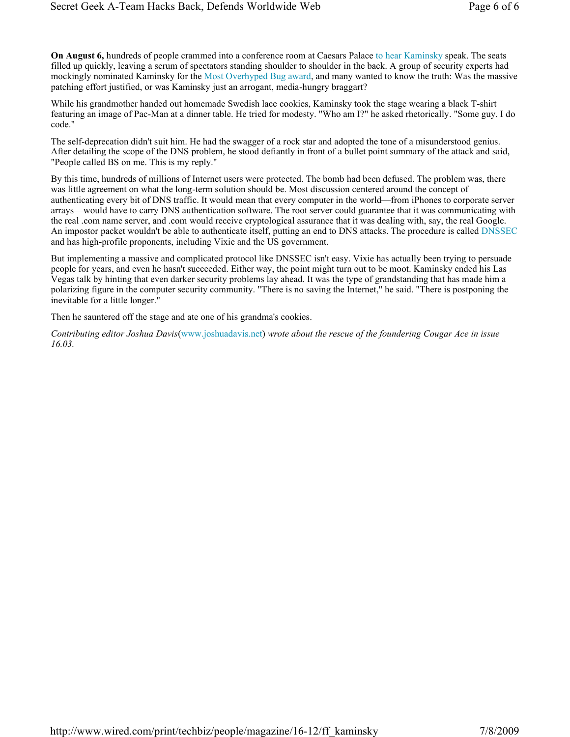**On August 6,** hundreds of people crammed into a conference room at Caesars Palace to hear Kaminsky speak. The seats filled up quickly, leaving a scrum of spectators standing shoulder to shoulder in the back. A group of security experts had mockingly nominated Kaminsky for the Most Overhyped Bug award, and many wanted to know the truth: Was the massive patching effort justified, or was Kaminsky just an arrogant, media-hungry braggart?

While his grandmother handed out homemade Swedish lace cookies, Kaminsky took the stage wearing a black T-shirt featuring an image of Pac-Man at a dinner table. He tried for modesty. "Who am I?" he asked rhetorically. "Some guy. I do code."

The self-deprecation didn't suit him. He had the swagger of a rock star and adopted the tone of a misunderstood genius. After detailing the scope of the DNS problem, he stood defiantly in front of a bullet point summary of the attack and said, "People called BS on me. This is my reply."

By this time, hundreds of millions of Internet users were protected. The bomb had been defused. The problem was, there was little agreement on what the long-term solution should be. Most discussion centered around the concept of authenticating every bit of DNS traffic. It would mean that every computer in the world—from iPhones to corporate server arrays—would have to carry DNS authentication software. The root server could guarantee that it was communicating with the real .com name server, and .com would receive cryptological assurance that it was dealing with, say, the real Google. An impostor packet wouldn't be able to authenticate itself, putting an end to DNS attacks. The procedure is called DNSSEC and has high-profile proponents, including Vixie and the US government.

But implementing a massive and complicated protocol like DNSSEC isn't easy. Vixie has actually been trying to persuade people for years, and even he hasn't succeeded. Either way, the point might turn out to be moot. Kaminsky ended his Las Vegas talk by hinting that even darker security problems lay ahead. It was the type of grandstanding that has made him a polarizing figure in the computer security community. "There is no saving the Internet," he said. "There is postponing the inevitable for a little longer."

Then he sauntered off the stage and ate one of his grandma's cookies.

*Contributing editor Joshua Davis*(www.joshuadavis.net) *wrote about the rescue of the foundering Cougar Ace in issue 16.03.*